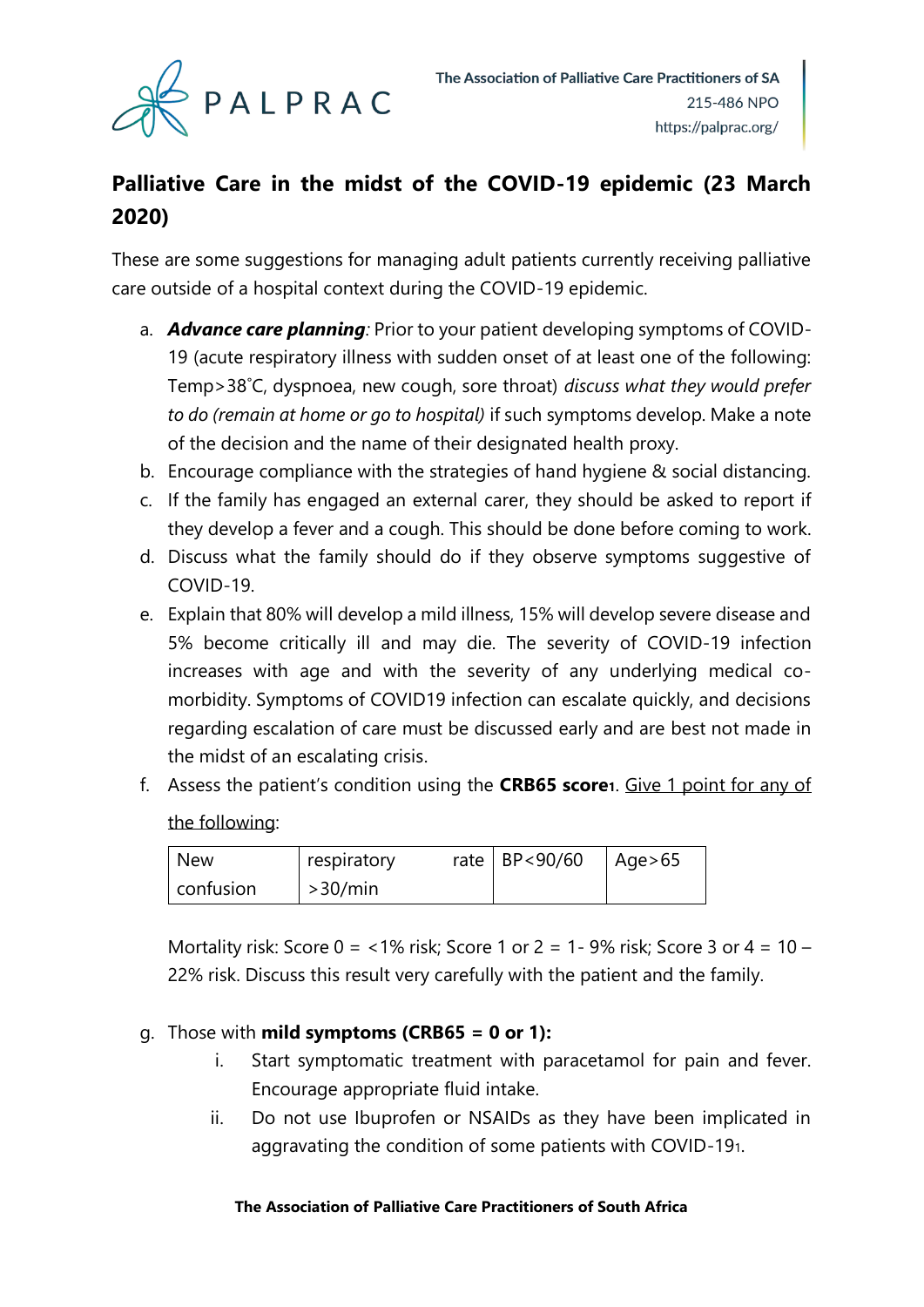# Palliative Care in the midst of the COVID-19 epidemic (23 March 2020)

These are some suggestions for managing adult patients currently receiving palliative care outside of a hospital context during the COVID-19 epidemic.

a. ***Advance care planning****:* Prior to your patient developing symptoms of COVID-19 (acute respiratory illness with sudden onset of at least one of the following: Temp>38˚C, dyspnoea, new cough, sore throat) *discuss what they would prefer to do (remain at home or go to hospital)* if such symptoms develop. Make a note of the decision and the name of their designated health proxy.

b. Encourage compliance with the strategies of hand hygiene & social distancing.

c. If the family has engaged an external carer, they should be asked to report if they develop a fever and a cough. This should be done before coming to work.

d. Discuss what the family should do if they observe symptoms suggestive of COVID-19.

e. Explain that 80% will develop a mild illness, 15% will develop severe disease and 5% become critically ill and may die. The severity of COVID-19 infection increases with age and with the severity of any underlying medical co-morbidity. Symptoms of COVID19 infection can escalate quickly, and decisions regarding escalation of care must be discussed early and are best not made in the midst of an escalating crisis.

f. Assess the patient's condition using the **CRB65 score**[1]. <u>Give 1 point for any of the following</u>:

| New confusion | respiratory rate >30/min | BP<90/60 | Age>65 |
|---|---|---|---|

Mortality risk: Score 0 = <1% risk; Score 1 or 2 = 1- 9% risk; Score 3 or 4 = 10 – 22% risk. Discuss this result very carefully with the patient and the family.

g. Those with **mild symptoms (CRB65 = 0 or 1):**

   i. Start symptomatic treatment with paracetamol for pain and fever. Encourage appropriate fluid intake.

   ii. Do not use Ibuprofen or NSAIDs as they have been implicated in aggravating the condition of some patients with COVID-19[1].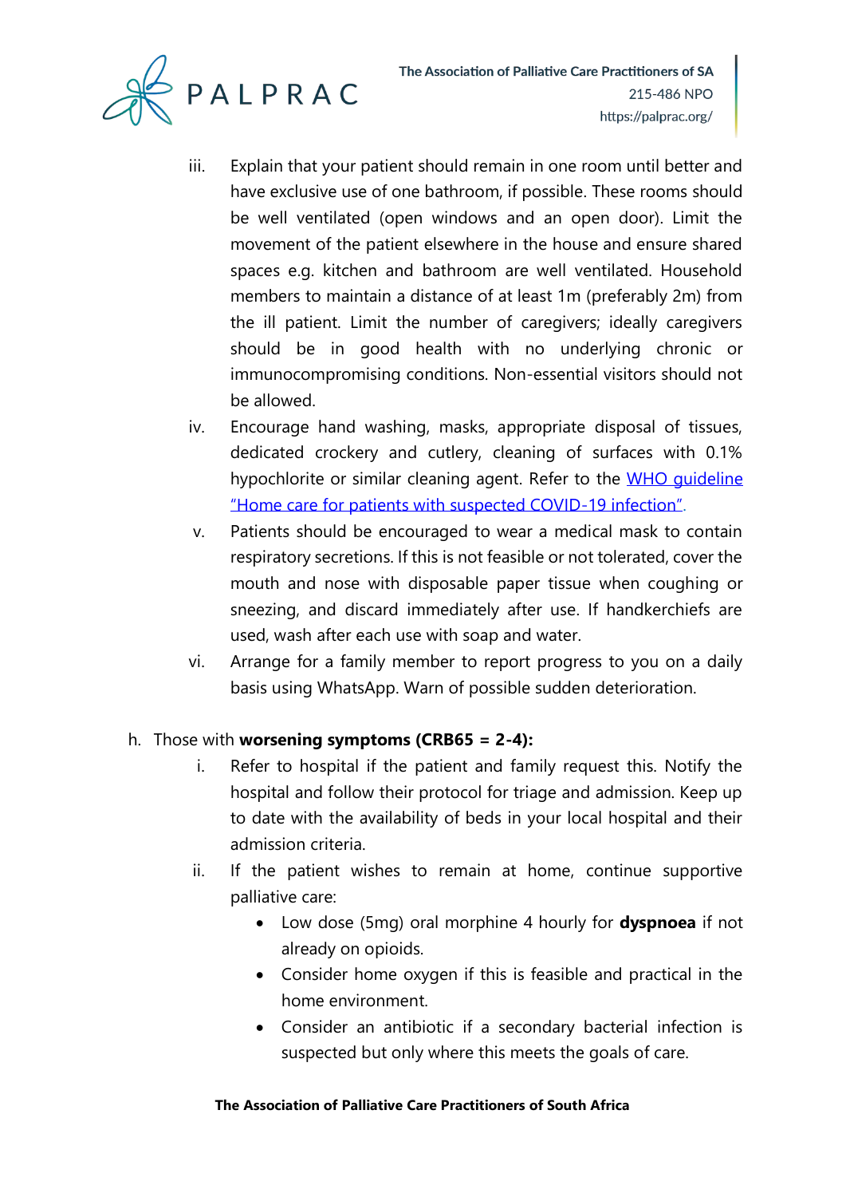iii. Explain that your patient should remain in one room until better and have exclusive use of one bathroom, if possible. These rooms should be well ventilated (open windows and an open door). Limit the movement of the patient elsewhere in the house and ensure shared spaces e.g. kitchen and bathroom are well ventilated. Household members to maintain a distance of at least 1m (preferably 2m) from the ill patient. Limit the number of caregivers; ideally caregivers should be in good health with no underlying chronic or immunocompromising conditions. Non-essential visitors should not be allowed.

iv. Encourage hand washing, masks, appropriate disposal of tissues, dedicated crockery and cutlery, cleaning of surfaces with 0.1% hypochlorite or similar cleaning agent. Refer to the WHO guideline "Home care for patients with suspected COVID-19 infection".

v. Patients should be encouraged to wear a medical mask to contain respiratory secretions. If this is not feasible or not tolerated, cover the mouth and nose with disposable paper tissue when coughing or sneezing, and discard immediately after use. If handkerchiefs are used, wash after each use with soap and water.

vi. Arrange for a family member to report progress to you on a daily basis using WhatsApp. Warn of possible sudden deterioration.

h. Those with **worsening symptoms (CRB65 = 2-4):**

i. Refer to hospital if the patient and family request this. Notify the hospital and follow their protocol for triage and admission. Keep up to date with the availability of beds in your local hospital and their admission criteria.

ii. If the patient wishes to remain at home, continue supportive palliative care:

- Low dose (5mg) oral morphine 4 hourly for **dyspnoea** if not already on opioids.
- Consider home oxygen if this is feasible and practical in the home environment.
- Consider an antibiotic if a secondary bacterial infection is suspected but only where this meets the goals of care.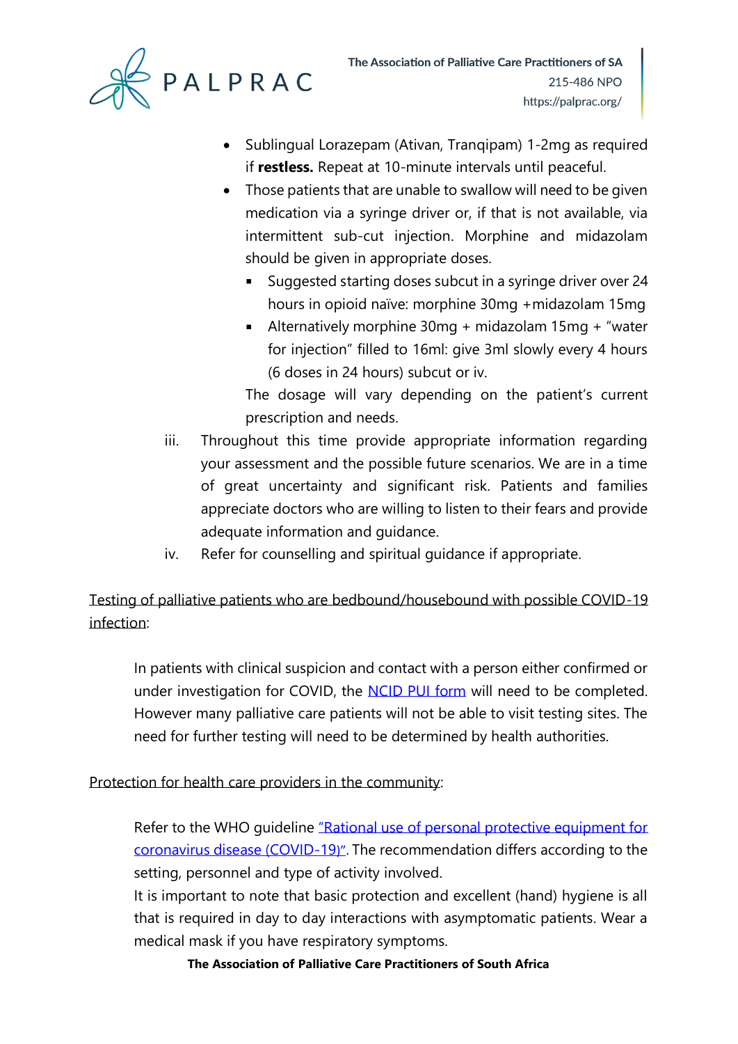- Sublingual Lorazepam (Ativan, Tranqipam) 1-2mg as required if **restless.** Repeat at 10-minute intervals until peaceful.
- Those patients that are unable to swallow will need to be given medication via a syringe driver or, if that is not available, via intermittent sub-cut injection. Morphine and midazolam should be given in appropriate doses.
  - Suggested starting doses subcut in a syringe driver over 24 hours in opioid naïve: morphine 30mg +midazolam 15mg
  - Alternatively morphine 30mg + midazolam 15mg + "water for injection" filled to 16ml: give 3ml slowly every 4 hours (6 doses in 24 hours) subcut or iv.

  The dosage will vary depending on the patient's current prescription and needs.

iii. Throughout this time provide appropriate information regarding your assessment and the possible future scenarios. We are in a time of great uncertainty and significant risk. Patients and families appreciate doctors who are willing to listen to their fears and provide adequate information and guidance.

iv. Refer for counselling and spiritual guidance if appropriate.

Testing of palliative patients who are bedbound/housebound with possible COVID-19 infection:

In patients with clinical suspicion and contact with a person either confirmed or under investigation for COVID, the [NCID PUI form]() will need to be completed. However many palliative care patients will not be able to visit testing sites. The need for further testing will need to be determined by health authorities.

Protection for health care providers in the community:

Refer to the WHO guideline ["Rational use of personal protective equipment for coronavirus disease (COVID-19)"](). The recommendation differs according to the setting, personnel and type of activity involved.

It is important to note that basic protection and excellent (hand) hygiene is all that is required in day to day interactions with asymptomatic patients. Wear a medical mask if you have respiratory symptoms.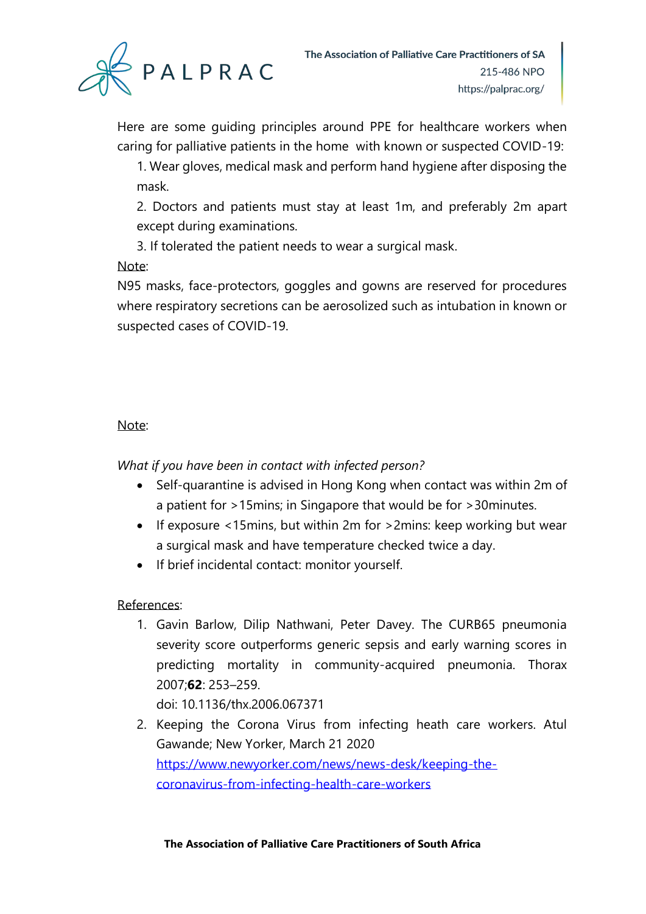Here are some guiding principles around PPE for healthcare workers when caring for palliative patients in the home with known or suspected COVID-19:

1. Wear gloves, medical mask and perform hand hygiene after disposing the mask.
2. Doctors and patients must stay at least 1m, and preferably 2m apart except during examinations.
3. If tolerated the patient needs to wear a surgical mask.

Note:

N95 masks, face-protectors, goggles and gowns are reserved for procedures where respiratory secretions can be aerosolized such as intubation in known or suspected cases of COVID-19.

Note:

*What if you have been in contact with infected person?*

- Self-quarantine is advised in Hong Kong when contact was within 2m of a patient for >15mins; in Singapore that would be for >30minutes.
- If exposure <15mins, but within 2m for >2mins: keep working but wear a surgical mask and have temperature checked twice a day.
- If brief incidental contact: monitor yourself.

References:

1. Gavin Barlow, Dilip Nathwani, Peter Davey. The CURB65 pneumonia severity score outperforms generic sepsis and early warning scores in predicting mortality in community-acquired pneumonia. Thorax 2007;**62**: 253–259.
   doi: 10.1136/thx.2006.067371
2. Keeping the Corona Virus from infecting heath care workers. Atul Gawande; New Yorker, March 21 2020
   https://www.newyorker.com/news/news-desk/keeping-the-coronavirus-from-infecting-health-care-workers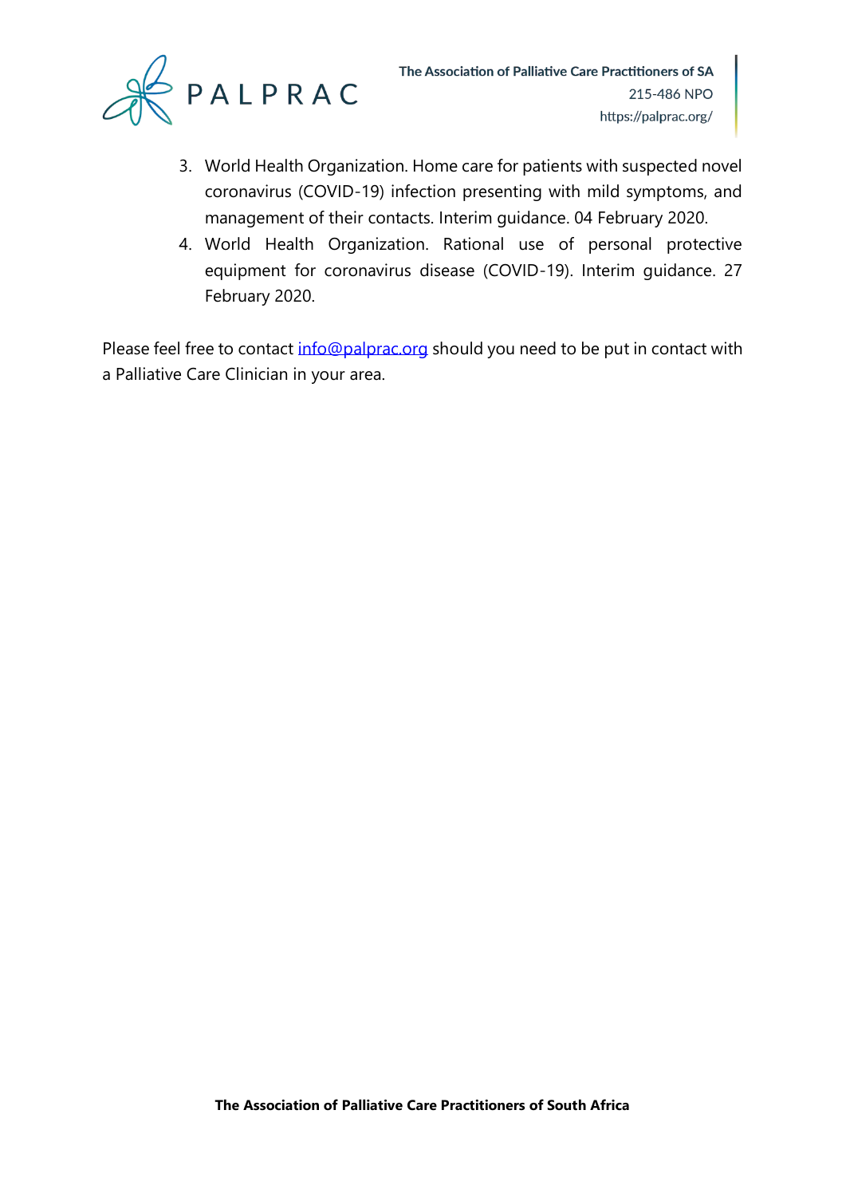3. World Health Organization. Home care for patients with suspected novel coronavirus (COVID-19) infection presenting with mild symptoms, and management of their contacts. Interim guidance. 04 February 2020.
4. World Health Organization. Rational use of personal protective equipment for coronavirus disease (COVID-19). Interim guidance. 27 February 2020.

Please feel free to contact info@palprac.org should you need to be put in contact with a Palliative Care Clinician in your area.